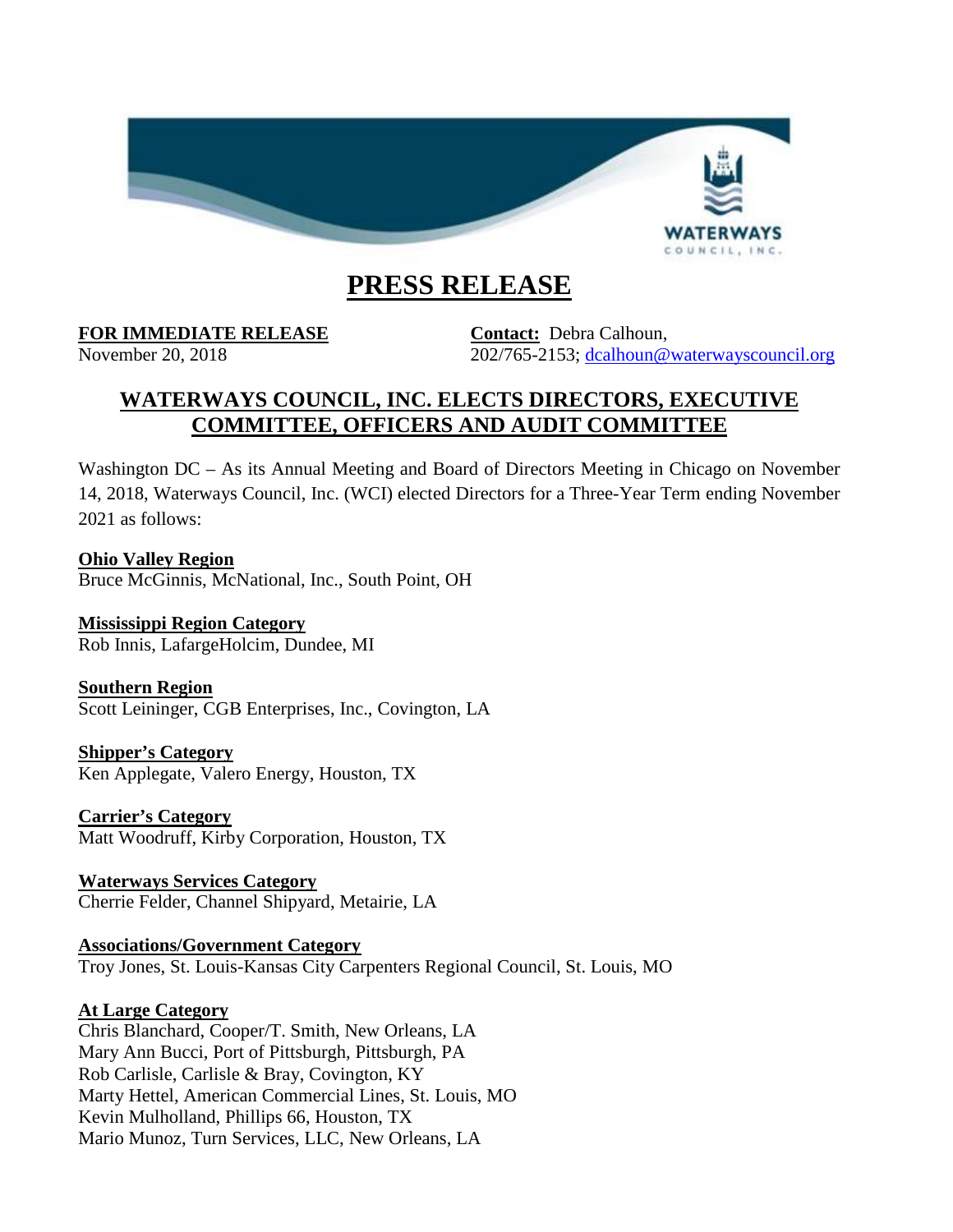# PRESS RELEASE

**FOR IMMEDIATE RELEASE**
November 20, 2018

**Contact:** Debra Calhoun,
202/765-2153; dcalhoun@waterwayscouncil.org

## WATERWAYS COUNCIL, INC. ELECTS DIRECTORS, EXECUTIVE COMMITTEE, OFFICERS AND AUDIT COMMITTEE

Washington DC – As its Annual Meeting and Board of Directors Meeting in Chicago on November 14, 2018, Waterways Council, Inc. (WCI) elected Directors for a Three-Year Term ending November 2021 as follows:

**Ohio Valley Region**
Bruce McGinnis, McNational, Inc., South Point, OH

**Mississippi Region Category**
Rob Innis, LafargeHolcim, Dundee, MI

**Southern Region**
Scott Leininger, CGB Enterprises, Inc., Covington, LA

**Shipper's Category**
Ken Applegate, Valero Energy, Houston, TX

**Carrier's Category**
Matt Woodruff, Kirby Corporation, Houston, TX

**Waterways Services Category**
Cherrie Felder, Channel Shipyard, Metairie, LA

**Associations/Government Category**
Troy Jones, St. Louis-Kansas City Carpenters Regional Council, St. Louis, MO

**At Large Category**
Chris Blanchard, Cooper/T. Smith, New Orleans, LA
Mary Ann Bucci, Port of Pittsburgh, Pittsburgh, PA
Rob Carlisle, Carlisle & Bray, Covington, KY
Marty Hettel, American Commercial Lines, St. Louis, MO
Kevin Mulholland, Phillips 66, Houston, TX
Mario Munoz, Turn Services, LLC, New Orleans, LA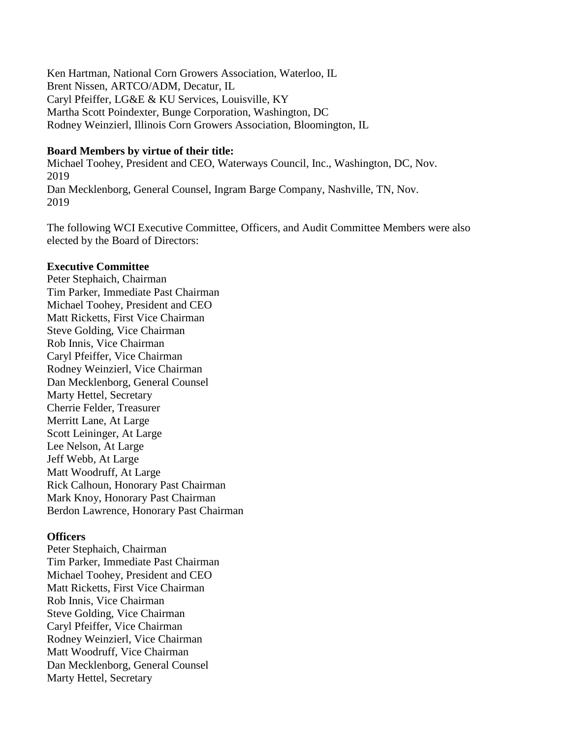Ken Hartman, National Corn Growers Association, Waterloo, IL
Brent Nissen, ARTCO/ADM, Decatur, IL
Caryl Pfeiffer, LG&E & KU Services, Louisville, KY
Martha Scott Poindexter, Bunge Corporation, Washington, DC
Rodney Weinzierl, Illinois Corn Growers Association, Bloomington, IL

**Board Members by virtue of their title:**
Michael Toohey, President and CEO, Waterways Council, Inc., Washington, DC, Nov. 2019
Dan Mecklenborg, General Counsel, Ingram Barge Company, Nashville, TN, Nov. 2019

The following WCI Executive Committee, Officers, and Audit Committee Members were also elected by the Board of Directors:

**Executive Committee**
Peter Stephaich, Chairman
Tim Parker, Immediate Past Chairman
Michael Toohey, President and CEO
Matt Ricketts, First Vice Chairman
Steve Golding, Vice Chairman
Rob Innis, Vice Chairman
Caryl Pfeiffer, Vice Chairman
Rodney Weinzierl, Vice Chairman
Dan Mecklenborg, General Counsel
Marty Hettel, Secretary
Cherrie Felder, Treasurer
Merritt Lane, At Large
Scott Leininger, At Large
Lee Nelson, At Large
Jeff Webb, At Large
Matt Woodruff, At Large
Rick Calhoun, Honorary Past Chairman
Mark Knoy, Honorary Past Chairman
Berdon Lawrence, Honorary Past Chairman

**Officers**
Peter Stephaich, Chairman
Tim Parker, Immediate Past Chairman
Michael Toohey, President and CEO
Matt Ricketts, First Vice Chairman
Rob Innis, Vice Chairman
Steve Golding, Vice Chairman
Caryl Pfeiffer, Vice Chairman
Rodney Weinzierl, Vice Chairman
Matt Woodruff, Vice Chairman
Dan Mecklenborg, General Counsel
Marty Hettel, Secretary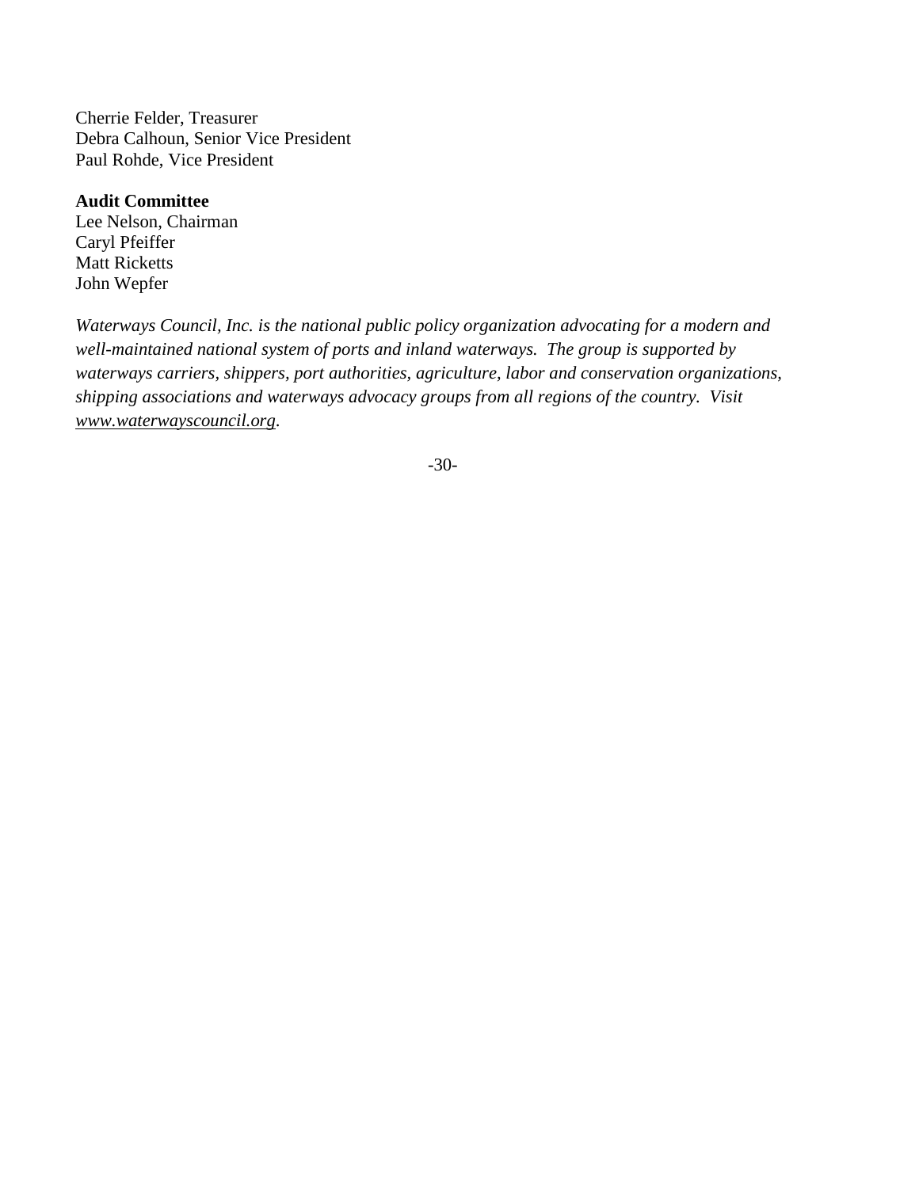Cherrie Felder, Treasurer
Debra Calhoun, Senior Vice President
Paul Rohde, Vice President

**Audit Committee**
Lee Nelson, Chairman
Caryl Pfeiffer
Matt Ricketts
John Wepfer

*Waterways Council, Inc. is the national public policy organization advocating for a modern and well-maintained national system of ports and inland waterways. The group is supported by waterways carriers, shippers, port authorities, agriculture, labor and conservation organizations, shipping associations and waterways advocacy groups from all regions of the country. Visit www.waterwayscouncil.org.*

-30-